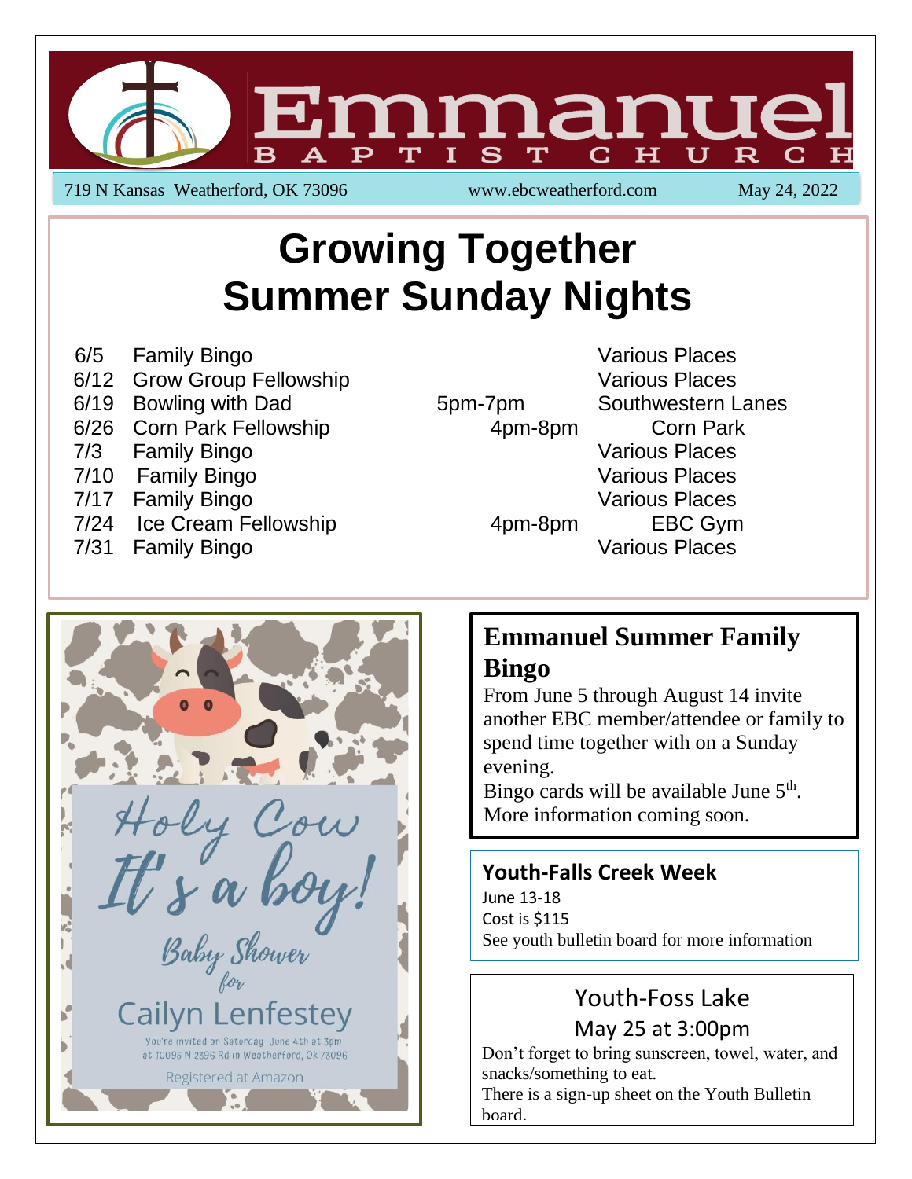# Emmanuel

BAPTIST CHURCH

719 N Kansas Weatherford, OK 73096 www.ebcweatherford.com May 24, 2022

# Growing Together
# Summer Sunday Nights

| Date | Event | Time | Location |
|---|---|---|---|
| 6/5 | Family Bingo | | Various Places |
| 6/12 | Grow Group Fellowship | | Various Places |
| 6/19 | Bowling with Dad | 5pm-7pm | Southwestern Lanes |
| 6/26 | Corn Park Fellowship | 4pm-8pm | Corn Park |
| 7/3 | Family Bingo | | Various Places |
| 7/10 | Family Bingo | | Various Places |
| 7/17 | Family Bingo | | Various Places |
| 7/24 | Ice Cream Fellowship | 4pm-8pm | EBC Gym |
| 7/31 | Family Bingo | | Various Places |

Holy Cow It's a boy!

Baby Shower for

Cailyn Lenfestey

You're invited on Saturday June 4th at 3pm at 10095 N 2396 Rd in Weatherford, Ok 73096

Registered at Amazon

## Emmanuel Summer Family Bingo

From June 5 through August 14 invite another EBC member/attendee or family to spend time together with on a Sunday evening.

Bingo cards will be available June 5th.

More information coming soon.

## Youth-Falls Creek Week

June 13-18

Cost is $115

See youth bulletin board for more information

## Youth-Foss Lake

May 25 at 3:00pm

Don't forget to bring sunscreen, towel, water, and snacks/something to eat.

There is a sign-up sheet on the Youth Bulletin board.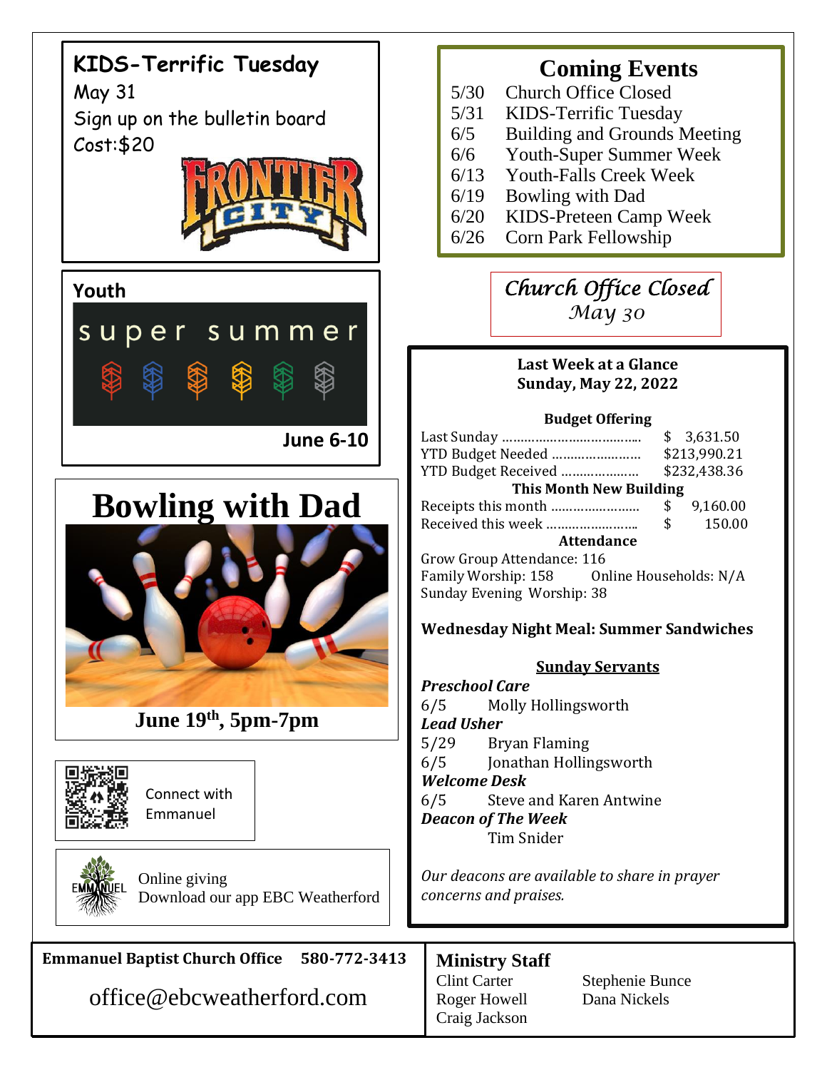## KIDS-Terrific Tuesday

May 31

Sign up on the bulletin board

Cost:$20

FRONTIER CITY

## Youth

super summer

June 6-10

# Bowling with Dad

June 19th, 5pm-7pm

Connect with Emmanuel

Online giving
Download our app EBC Weatherford

## Coming Events

| | |
|---|---|
| 5/30 | Church Office Closed |
| 5/31 | KIDS-Terrific Tuesday |
| 6/5 | Building and Grounds Meeting |
| 6/6 | Youth-Super Summer Week |
| 6/13 | Youth-Falls Creek Week |
| 6/19 | Bowling with Dad |
| 6/20 | KIDS-Preteen Camp Week |
| 6/26 | Corn Park Fellowship |

*Church Office Closed*
*May 30*

**Last Week at a Glance**
**Sunday, May 22, 2022**

**Budget Offering**

| | |
|---|---|
| Last Sunday | $ 3,631.50 |
| YTD Budget Needed | $213,990.21 |
| YTD Budget Received | $232,438.36 |

**This Month New Building**

| | |
|---|---|
| Receipts this month | $ 9,160.00 |
| Received this week | $ 150.00 |

**Attendance**

Grow Group Attendance: 116
Family Worship: 158    Online Households: N/A
Sunday Evening Worship: 38

**Wednesday Night Meal: Summer Sandwiches**

**Sunday Servants**

***Preschool Care***
6/5 Molly Hollingsworth

***Lead Usher***
5/29 Bryan Flaming
6/5 Jonathan Hollingsworth

***Welcome Desk***
6/5 Steve and Karen Antwine

***Deacon of The Week***
Tim Snider

*Our deacons are available to share in prayer concerns and praises.*

**Emmanuel Baptist Church Office 580-772-3413**

office@ebcweatherford.com

## Ministry Staff

Clint Carter
Roger Howell
Craig Jackson
Stephenie Bunce
Dana Nickels